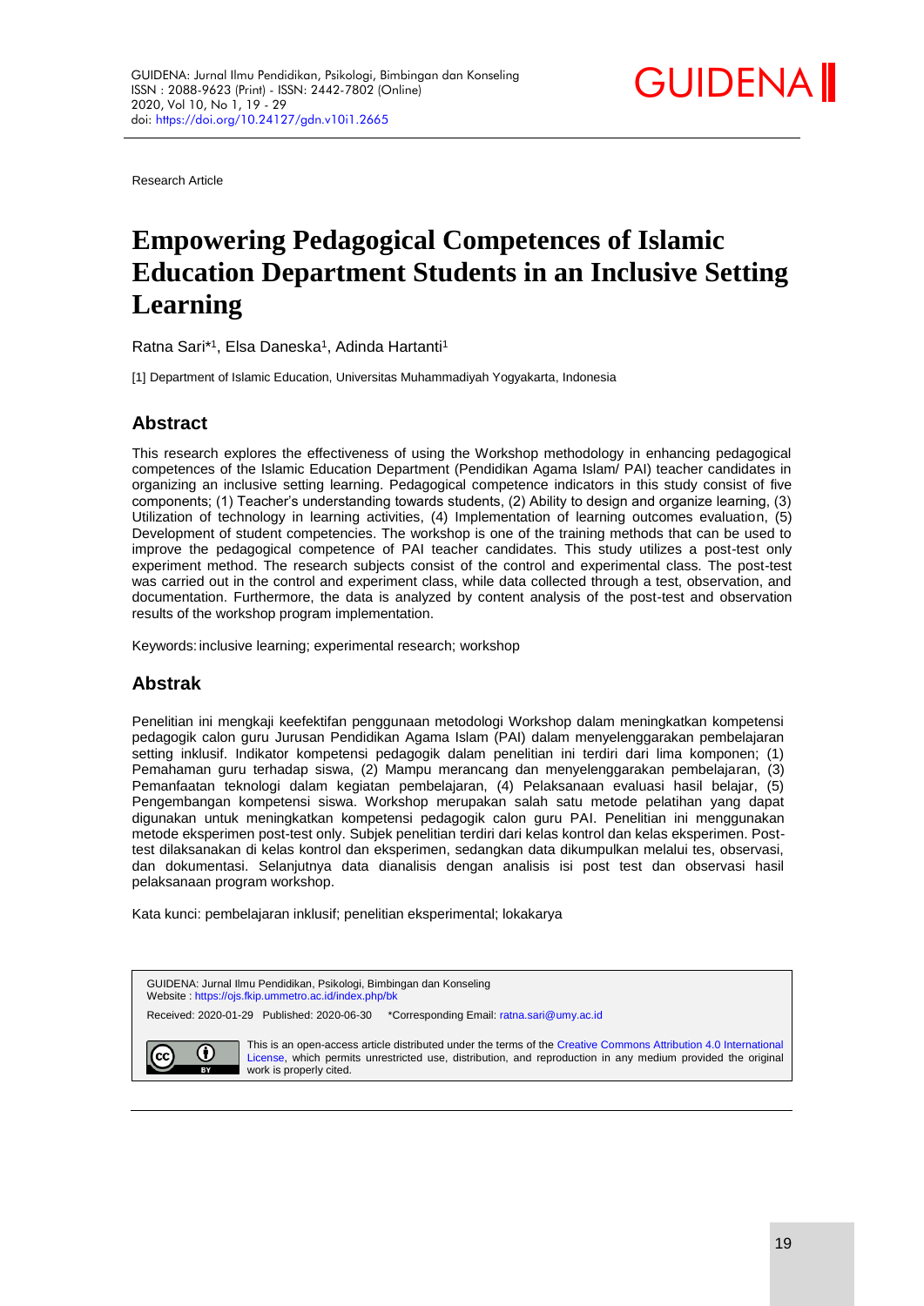Research Article

# Empowering Pedagogical Competences of Islamic Education Department Students in an Inclusive Setting Learning

Ratna Sari*[1], Elsa Daneska[1], Adinda Hartanti[1]

[1] Department of Islamic Education, Universitas Muhammadiyah Yogyakarta, Indonesia

## Abstract

This research explores the effectiveness of using the Workshop methodology in enhancing pedagogical competences of the Islamic Education Department (Pendidikan Agama Islam/ PAI) teacher candidates in organizing an inclusive setting learning. Pedagogical competence indicators in this study consist of five components; (1) Teacher's understanding towards students, (2) Ability to design and organize learning, (3) Utilization of technology in learning activities, (4) Implementation of learning outcomes evaluation, (5) Development of student competencies. The workshop is one of the training methods that can be used to improve the pedagogical competence of PAI teacher candidates. This study utilizes a post-test only experiment method. The research subjects consist of the control and experimental class. The post-test was carried out in the control and experiment class, while data collected through a test, observation, and documentation. Furthermore, the data is analyzed by content analysis of the post-test and observation results of the workshop program implementation.

Keywords: inclusive learning; experimental research; workshop

## Abstrak

Penelitian ini mengkaji keefektifan penggunaan metodologi Workshop dalam meningkatkan kompetensi pedagogik calon guru Jurusan Pendidikan Agama Islam (PAI) dalam menyelenggarakan pembelajaran setting inklusif. Indikator kompetensi pedagogik dalam penelitian ini terdiri dari lima komponen; (1) Pemahaman guru terhadap siswa, (2) Mampu merancang dan menyelenggarakan pembelajaran, (3) Pemanfaatan teknologi dalam kegiatan pembelajaran, (4) Pelaksanaan evaluasi hasil belajar, (5) Pengembangan kompetensi siswa. Workshop merupakan salah satu metode pelatihan yang dapat digunakan untuk meningkatkan kompetensi pedagogik calon guru PAI. Penelitian ini menggunakan metode eksperimen post-test only. Subjek penelitian terdiri dari kelas kontrol dan kelas eksperimen. Post-test dilaksanakan di kelas kontrol dan eksperimen, sedangkan data dikumpulkan melalui tes, observasi, dan dokumentasi. Selanjutnya data dianalisis dengan analisis isi post test dan observasi hasil pelaksanaan program workshop.

Kata kunci: pembelajaran inklusif; penelitian eksperimental; lokakarya

GUIDENA: Jurnal Ilmu Pendidikan, Psikologi, Bimbingan dan Konseling
Website : https://ojs.fkip.ummetro.ac.id/index.php/bk

Received: 2020-01-29 Published: 2020-06-30 *Corresponding Email: ratna.sari@umy.ac.id

This is an open-access article distributed under the terms of the Creative Commons Attribution 4.0 International License, which permits unrestricted use, distribution, and reproduction in any medium provided the original work is properly cited.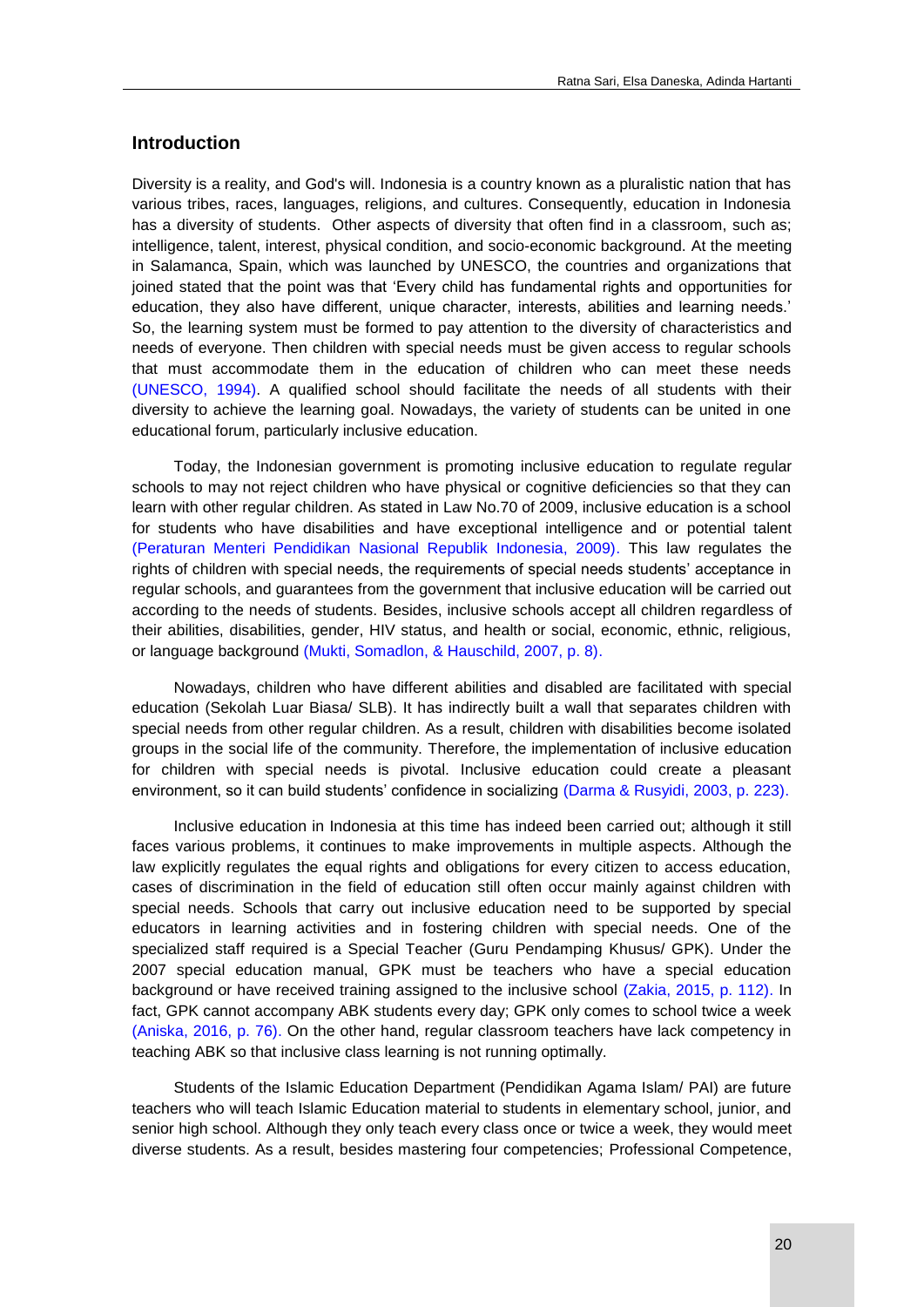## Introduction

Diversity is a reality, and God's will. Indonesia is a country known as a pluralistic nation that has various tribes, races, languages, religions, and cultures. Consequently, education in Indonesia has a diversity of students. Other aspects of diversity that often find in a classroom, such as; intelligence, talent, interest, physical condition, and socio-economic background. At the meeting in Salamanca, Spain, which was launched by UNESCO, the countries and organizations that joined stated that the point was that 'Every child has fundamental rights and opportunities for education, they also have different, unique character, interests, abilities and learning needs.' So, the learning system must be formed to pay attention to the diversity of characteristics and needs of everyone. Then children with special needs must be given access to regular schools that must accommodate them in the education of children who can meet these needs (UNESCO, 1994). A qualified school should facilitate the needs of all students with their diversity to achieve the learning goal. Nowadays, the variety of students can be united in one educational forum, particularly inclusive education.

Today, the Indonesian government is promoting inclusive education to regulate regular schools to may not reject children who have physical or cognitive deficiencies so that they can learn with other regular children. As stated in Law No.70 of 2009, inclusive education is a school for students who have disabilities and have exceptional intelligence and or potential talent (Peraturan Menteri Pendidikan Nasional Republik Indonesia, 2009). This law regulates the rights of children with special needs, the requirements of special needs students' acceptance in regular schools, and guarantees from the government that inclusive education will be carried out according to the needs of students. Besides, inclusive schools accept all children regardless of their abilities, disabilities, gender, HIV status, and health or social, economic, ethnic, religious, or language background (Mukti, Somadlon, & Hauschild, 2007, p. 8).

Nowadays, children who have different abilities and disabled are facilitated with special education (Sekolah Luar Biasa/ SLB). It has indirectly built a wall that separates children with special needs from other regular children. As a result, children with disabilities become isolated groups in the social life of the community. Therefore, the implementation of inclusive education for children with special needs is pivotal. Inclusive education could create a pleasant environment, so it can build students' confidence in socializing (Darma & Rusyidi, 2003, p. 223).

Inclusive education in Indonesia at this time has indeed been carried out; although it still faces various problems, it continues to make improvements in multiple aspects. Although the law explicitly regulates the equal rights and obligations for every citizen to access education, cases of discrimination in the field of education still often occur mainly against children with special needs. Schools that carry out inclusive education need to be supported by special educators in learning activities and in fostering children with special needs. One of the specialized staff required is a Special Teacher (Guru Pendamping Khusus/ GPK). Under the 2007 special education manual, GPK must be teachers who have a special education background or have received training assigned to the inclusive school (Zakia, 2015, p. 112). In fact, GPK cannot accompany ABK students every day; GPK only comes to school twice a week (Aniska, 2016, p. 76). On the other hand, regular classroom teachers have lack competency in teaching ABK so that inclusive class learning is not running optimally.

Students of the Islamic Education Department (Pendidikan Agama Islam/ PAI) are future teachers who will teach Islamic Education material to students in elementary school, junior, and senior high school. Although they only teach every class once or twice a week, they would meet diverse students. As a result, besides mastering four competencies; Professional Competence,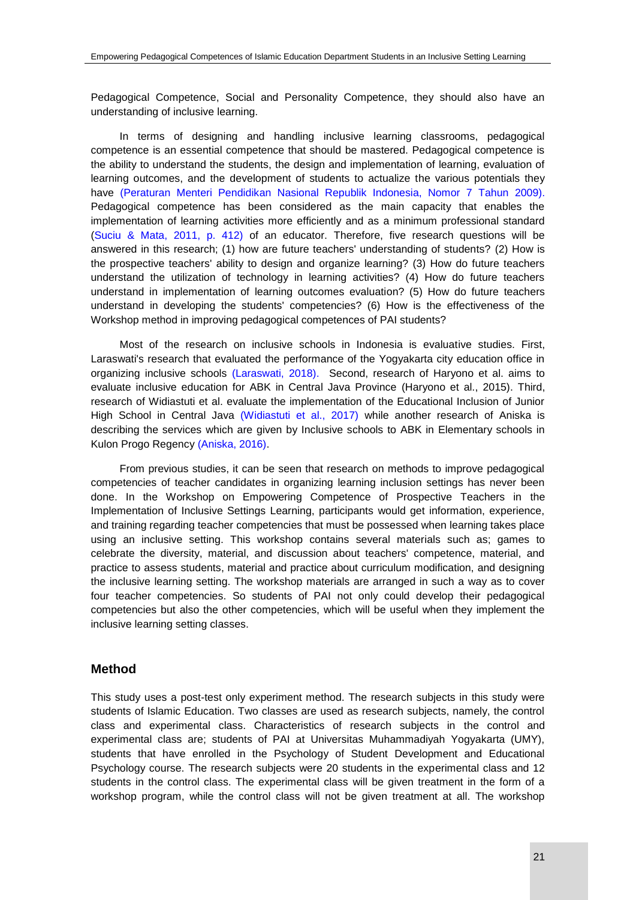Pedagogical Competence, Social and Personality Competence, they should also have an understanding of inclusive learning.

In terms of designing and handling inclusive learning classrooms, pedagogical competence is an essential competence that should be mastered. Pedagogical competence is the ability to understand the students, the design and implementation of learning, evaluation of learning outcomes, and the development of students to actualize the various potentials they have (Peraturan Menteri Pendidikan Nasional Republik Indonesia, Nomor 7 Tahun 2009). Pedagogical competence has been considered as the main capacity that enables the implementation of learning activities more efficiently and as a minimum professional standard (Suciu & Mata, 2011, p. 412) of an educator. Therefore, five research questions will be answered in this research; (1) how are future teachers' understanding of students? (2) How is the prospective teachers' ability to design and organize learning? (3) How do future teachers understand the utilization of technology in learning activities? (4) How do future teachers understand in implementation of learning outcomes evaluation? (5) How do future teachers understand in developing the students' competencies? (6) How is the effectiveness of the Workshop method in improving pedagogical competences of PAI students?

Most of the research on inclusive schools in Indonesia is evaluative studies. First, Laraswati's research that evaluated the performance of the Yogyakarta city education office in organizing inclusive schools (Laraswati, 2018). Second, research of Haryono et al. aims to evaluate inclusive education for ABK in Central Java Province (Haryono et al., 2015). Third, research of Widiastuti et al. evaluate the implementation of the Educational Inclusion of Junior High School in Central Java (Widiastuti et al., 2017) while another research of Aniska is describing the services which are given by Inclusive schools to ABK in Elementary schools in Kulon Progo Regency (Aniska, 2016).

From previous studies, it can be seen that research on methods to improve pedagogical competencies of teacher candidates in organizing learning inclusion settings has never been done. In the Workshop on Empowering Competence of Prospective Teachers in the Implementation of Inclusive Settings Learning, participants would get information, experience, and training regarding teacher competencies that must be possessed when learning takes place using an inclusive setting. This workshop contains several materials such as; games to celebrate the diversity, material, and discussion about teachers' competence, material, and practice to assess students, material and practice about curriculum modification, and designing the inclusive learning setting. The workshop materials are arranged in such a way as to cover four teacher competencies. So students of PAI not only could develop their pedagogical competencies but also the other competencies, which will be useful when they implement the inclusive learning setting classes.

## Method

This study uses a post-test only experiment method. The research subjects in this study were students of Islamic Education. Two classes are used as research subjects, namely, the control class and experimental class. Characteristics of research subjects in the control and experimental class are; students of PAI at Universitas Muhammadiyah Yogyakarta (UMY), students that have enrolled in the Psychology of Student Development and Educational Psychology course. The research subjects were 20 students in the experimental class and 12 students in the control class. The experimental class will be given treatment in the form of a workshop program, while the control class will not be given treatment at all. The workshop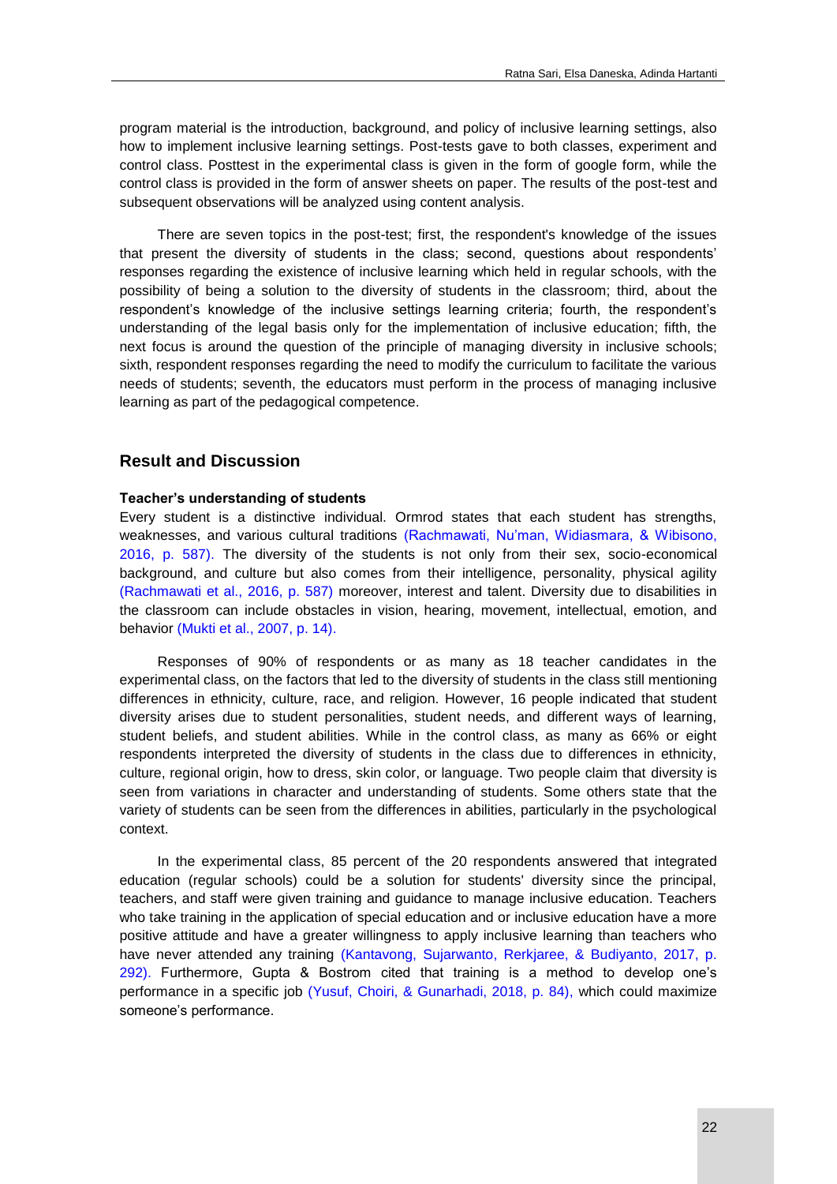program material is the introduction, background, and policy of inclusive learning settings, also how to implement inclusive learning settings. Post-tests gave to both classes, experiment and control class. Posttest in the experimental class is given in the form of google form, while the control class is provided in the form of answer sheets on paper. The results of the post-test and subsequent observations will be analyzed using content analysis.

There are seven topics in the post-test; first, the respondent's knowledge of the issues that present the diversity of students in the class; second, questions about respondents' responses regarding the existence of inclusive learning which held in regular schools, with the possibility of being a solution to the diversity of students in the classroom; third, about the respondent's knowledge of the inclusive settings learning criteria; fourth, the respondent's understanding of the legal basis only for the implementation of inclusive education; fifth, the next focus is around the question of the principle of managing diversity in inclusive schools; sixth, respondent responses regarding the need to modify the curriculum to facilitate the various needs of students; seventh, the educators must perform in the process of managing inclusive learning as part of the pedagogical competence.

## Result and Discussion

### Teacher's understanding of students

Every student is a distinctive individual. Ormrod states that each student has strengths, weaknesses, and various cultural traditions (Rachmawati, Nu'man, Widiasmara, & Wibisono, 2016, p. 587). The diversity of the students is not only from their sex, socio-economical background, and culture but also comes from their intelligence, personality, physical agility (Rachmawati et al., 2016, p. 587) moreover, interest and talent. Diversity due to disabilities in the classroom can include obstacles in vision, hearing, movement, intellectual, emotion, and behavior (Mukti et al., 2007, p. 14).

Responses of 90% of respondents or as many as 18 teacher candidates in the experimental class, on the factors that led to the diversity of students in the class still mentioning differences in ethnicity, culture, race, and religion. However, 16 people indicated that student diversity arises due to student personalities, student needs, and different ways of learning, student beliefs, and student abilities. While in the control class, as many as 66% or eight respondents interpreted the diversity of students in the class due to differences in ethnicity, culture, regional origin, how to dress, skin color, or language. Two people claim that diversity is seen from variations in character and understanding of students. Some others state that the variety of students can be seen from the differences in abilities, particularly in the psychological context.

In the experimental class, 85 percent of the 20 respondents answered that integrated education (regular schools) could be a solution for students' diversity since the principal, teachers, and staff were given training and guidance to manage inclusive education. Teachers who take training in the application of special education and or inclusive education have a more positive attitude and have a greater willingness to apply inclusive learning than teachers who have never attended any training (Kantavong, Sujarwanto, Rerkjaree, & Budiyanto, 2017, p. 292). Furthermore, Gupta & Bostrom cited that training is a method to develop one's performance in a specific job (Yusuf, Choiri, & Gunarhadi, 2018, p. 84), which could maximize someone's performance.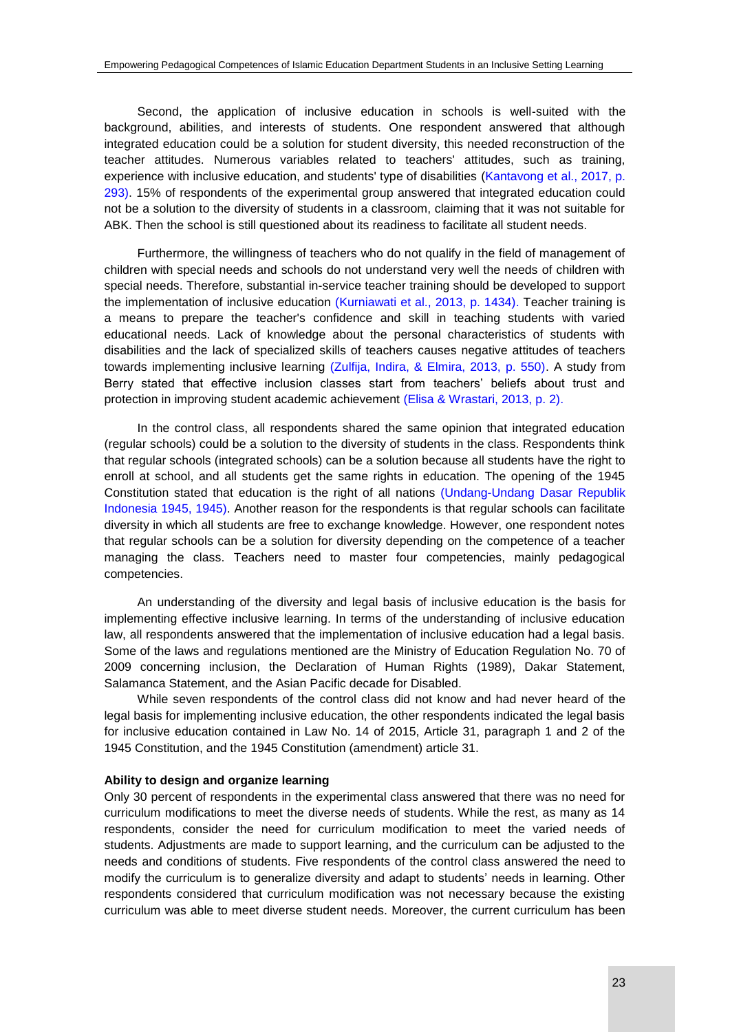Second, the application of inclusive education in schools is well-suited with the background, abilities, and interests of students. One respondent answered that although integrated education could be a solution for student diversity, this needed reconstruction of the teacher attitudes. Numerous variables related to teachers' attitudes, such as training, experience with inclusive education, and students' type of disabilities (Kantavong et al., 2017, p. 293). 15% of respondents of the experimental group answered that integrated education could not be a solution to the diversity of students in a classroom, claiming that it was not suitable for ABK. Then the school is still questioned about its readiness to facilitate all student needs.

Furthermore, the willingness of teachers who do not qualify in the field of management of children with special needs and schools do not understand very well the needs of children with special needs. Therefore, substantial in-service teacher training should be developed to support the implementation of inclusive education (Kurniawati et al., 2013, p. 1434). Teacher training is a means to prepare the teacher's confidence and skill in teaching students with varied educational needs. Lack of knowledge about the personal characteristics of students with disabilities and the lack of specialized skills of teachers causes negative attitudes of teachers towards implementing inclusive learning (Zulfija, Indira, & Elmira, 2013, p. 550). A study from Berry stated that effective inclusion classes start from teachers' beliefs about trust and protection in improving student academic achievement (Elisa & Wrastari, 2013, p. 2).

In the control class, all respondents shared the same opinion that integrated education (regular schools) could be a solution to the diversity of students in the class. Respondents think that regular schools (integrated schools) can be a solution because all students have the right to enroll at school, and all students get the same rights in education. The opening of the 1945 Constitution stated that education is the right of all nations (Undang-Undang Dasar Republik Indonesia 1945, 1945). Another reason for the respondents is that regular schools can facilitate diversity in which all students are free to exchange knowledge. However, one respondent notes that regular schools can be a solution for diversity depending on the competence of a teacher managing the class. Teachers need to master four competencies, mainly pedagogical competencies.

An understanding of the diversity and legal basis of inclusive education is the basis for implementing effective inclusive learning. In terms of the understanding of inclusive education law, all respondents answered that the implementation of inclusive education had a legal basis. Some of the laws and regulations mentioned are the Ministry of Education Regulation No. 70 of 2009 concerning inclusion, the Declaration of Human Rights (1989), Dakar Statement, Salamanca Statement, and the Asian Pacific decade for Disabled.

While seven respondents of the control class did not know and had never heard of the legal basis for implementing inclusive education, the other respondents indicated the legal basis for inclusive education contained in Law No. 14 of 2015, Article 31, paragraph 1 and 2 of the 1945 Constitution, and the 1945 Constitution (amendment) article 31.

**Ability to design and organize learning**

Only 30 percent of respondents in the experimental class answered that there was no need for curriculum modifications to meet the diverse needs of students. While the rest, as many as 14 respondents, consider the need for curriculum modification to meet the varied needs of students. Adjustments are made to support learning, and the curriculum can be adjusted to the needs and conditions of students. Five respondents of the control class answered the need to modify the curriculum is to generalize diversity and adapt to students' needs in learning. Other respondents considered that curriculum modification was not necessary because the existing curriculum was able to meet diverse student needs. Moreover, the current curriculum has been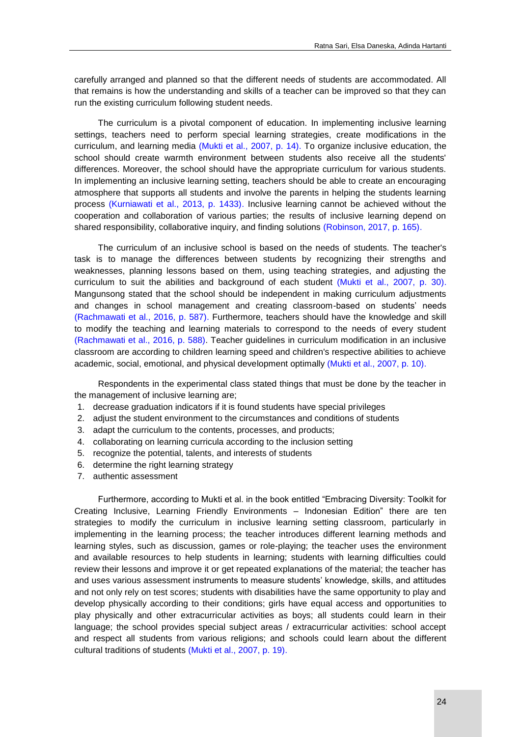carefully arranged and planned so that the different needs of students are accommodated. All that remains is how the understanding and skills of a teacher can be improved so that they can run the existing curriculum following student needs.

The curriculum is a pivotal component of education. In implementing inclusive learning settings, teachers need to perform special learning strategies, create modifications in the curriculum, and learning media (Mukti et al., 2007, p. 14). To organize inclusive education, the school should create warmth environment between students also receive all the students' differences. Moreover, the school should have the appropriate curriculum for various students. In implementing an inclusive learning setting, teachers should be able to create an encouraging atmosphere that supports all students and involve the parents in helping the students learning process (Kurniawati et al., 2013, p. 1433). Inclusive learning cannot be achieved without the cooperation and collaboration of various parties; the results of inclusive learning depend on shared responsibility, collaborative inquiry, and finding solutions (Robinson, 2017, p. 165).

The curriculum of an inclusive school is based on the needs of students. The teacher's task is to manage the differences between students by recognizing their strengths and weaknesses, planning lessons based on them, using teaching strategies, and adjusting the curriculum to suit the abilities and background of each student (Mukti et al., 2007, p. 30). Mangunsong stated that the school should be independent in making curriculum adjustments and changes in school management and creating classroom-based on students' needs (Rachmawati et al., 2016, p. 587). Furthermore, teachers should have the knowledge and skill to modify the teaching and learning materials to correspond to the needs of every student (Rachmawati et al., 2016, p. 588). Teacher guidelines in curriculum modification in an inclusive classroom are according to children learning speed and children's respective abilities to achieve academic, social, emotional, and physical development optimally (Mukti et al., 2007, p. 10).

Respondents in the experimental class stated things that must be done by the teacher in the management of inclusive learning are;

1. decrease graduation indicators if it is found students have special privileges
2. adjust the student environment to the circumstances and conditions of students
3. adapt the curriculum to the contents, processes, and products;
4. collaborating on learning curricula according to the inclusion setting
5. recognize the potential, talents, and interests of students
6. determine the right learning strategy
7. authentic assessment

Furthermore, according to Mukti et al. in the book entitled "Embracing Diversity: Toolkit for Creating Inclusive, Learning Friendly Environments – Indonesian Edition" there are ten strategies to modify the curriculum in inclusive learning setting classroom, particularly in implementing in the learning process; the teacher introduces different learning methods and learning styles, such as discussion, games or role-playing; the teacher uses the environment and available resources to help students in learning; students with learning difficulties could review their lessons and improve it or get repeated explanations of the material; the teacher has and uses various assessment instruments to measure students' knowledge, skills, and attitudes and not only rely on test scores; students with disabilities have the same opportunity to play and develop physically according to their conditions; girls have equal access and opportunities to play physically and other extracurricular activities as boys; all students could learn in their language; the school provides special subject areas / extracurricular activities: school accept and respect all students from various religions; and schools could learn about the different cultural traditions of students (Mukti et al., 2007, p. 19).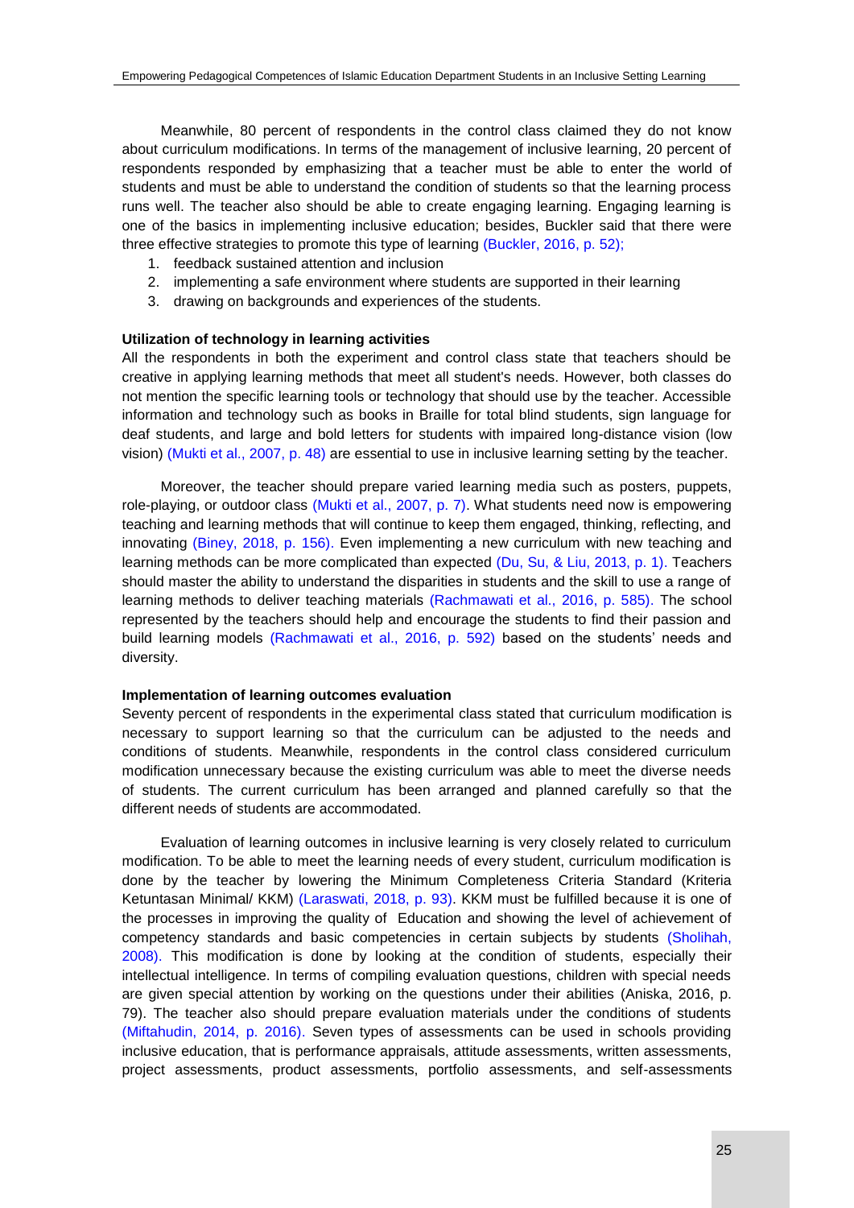Meanwhile, 80 percent of respondents in the control class claimed they do not know about curriculum modifications. In terms of the management of inclusive learning, 20 percent of respondents responded by emphasizing that a teacher must be able to enter the world of students and must be able to understand the condition of students so that the learning process runs well. The teacher also should be able to create engaging learning. Engaging learning is one of the basics in implementing inclusive education; besides, Buckler said that there were three effective strategies to promote this type of learning (Buckler, 2016, p. 52);

1. feedback sustained attention and inclusion
2. implementing a safe environment where students are supported in their learning
3. drawing on backgrounds and experiences of the students.

**Utilization of technology in learning activities**

All the respondents in both the experiment and control class state that teachers should be creative in applying learning methods that meet all student's needs. However, both classes do not mention the specific learning tools or technology that should use by the teacher. Accessible information and technology such as books in Braille for total blind students, sign language for deaf students, and large and bold letters for students with impaired long-distance vision (low vision) (Mukti et al., 2007, p. 48) are essential to use in inclusive learning setting by the teacher.

Moreover, the teacher should prepare varied learning media such as posters, puppets, role-playing, or outdoor class (Mukti et al., 2007, p. 7). What students need now is empowering teaching and learning methods that will continue to keep them engaged, thinking, reflecting, and innovating (Biney, 2018, p. 156). Even implementing a new curriculum with new teaching and learning methods can be more complicated than expected (Du, Su, & Liu, 2013, p. 1). Teachers should master the ability to understand the disparities in students and the skill to use a range of learning methods to deliver teaching materials (Rachmawati et al., 2016, p. 585). The school represented by the teachers should help and encourage the students to find their passion and build learning models (Rachmawati et al., 2016, p. 592) based on the students' needs and diversity.

**Implementation of learning outcomes evaluation**

Seventy percent of respondents in the experimental class stated that curriculum modification is necessary to support learning so that the curriculum can be adjusted to the needs and conditions of students. Meanwhile, respondents in the control class considered curriculum modification unnecessary because the existing curriculum was able to meet the diverse needs of students. The current curriculum has been arranged and planned carefully so that the different needs of students are accommodated.

Evaluation of learning outcomes in inclusive learning is very closely related to curriculum modification. To be able to meet the learning needs of every student, curriculum modification is done by the teacher by lowering the Minimum Completeness Criteria Standard (Kriteria Ketuntasan Minimal/ KKM) (Laraswati, 2018, p. 93). KKM must be fulfilled because it is one of the processes in improving the quality of Education and showing the level of achievement of competency standards and basic competencies in certain subjects by students (Sholihah, 2008). This modification is done by looking at the condition of students, especially their intellectual intelligence. In terms of compiling evaluation questions, children with special needs are given special attention by working on the questions under their abilities (Aniska, 2016, p. 79). The teacher also should prepare evaluation materials under the conditions of students (Miftahudin, 2014, p. 2016). Seven types of assessments can be used in schools providing inclusive education, that is performance appraisals, attitude assessments, written assessments, project assessments, product assessments, portfolio assessments, and self-assessments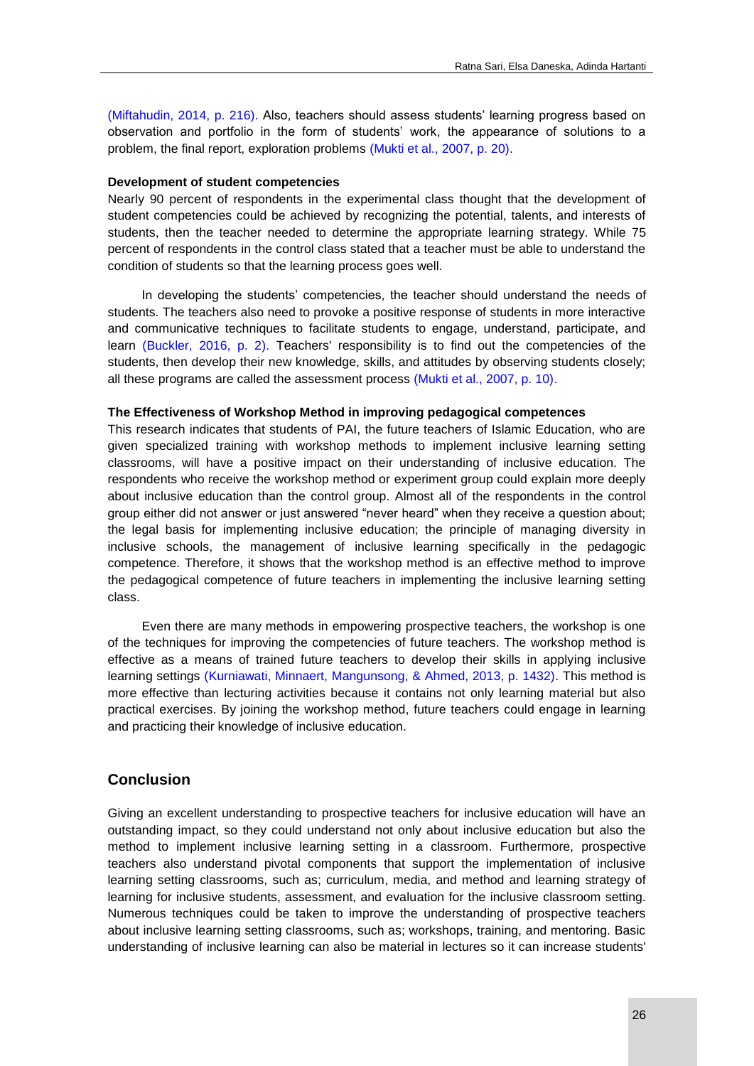(Miftahudin, 2014, p. 216). Also, teachers should assess students' learning progress based on observation and portfolio in the form of students' work, the appearance of solutions to a problem, the final report, exploration problems (Mukti et al., 2007, p. 20).

**Development of student competencies**

Nearly 90 percent of respondents in the experimental class thought that the development of student competencies could be achieved by recognizing the potential, talents, and interests of students, then the teacher needed to determine the appropriate learning strategy. While 75 percent of respondents in the control class stated that a teacher must be able to understand the condition of students so that the learning process goes well.

In developing the students' competencies, the teacher should understand the needs of students. The teachers also need to provoke a positive response of students in more interactive and communicative techniques to facilitate students to engage, understand, participate, and learn (Buckler, 2016, p. 2). Teachers' responsibility is to find out the competencies of the students, then develop their new knowledge, skills, and attitudes by observing students closely; all these programs are called the assessment process (Mukti et al., 2007, p. 10).

**The Effectiveness of Workshop Method in improving pedagogical competences**

This research indicates that students of PAI, the future teachers of Islamic Education, who are given specialized training with workshop methods to implement inclusive learning setting classrooms, will have a positive impact on their understanding of inclusive education. The respondents who receive the workshop method or experiment group could explain more deeply about inclusive education than the control group. Almost all of the respondents in the control group either did not answer or just answered "never heard" when they receive a question about; the legal basis for implementing inclusive education; the principle of managing diversity in inclusive schools, the management of inclusive learning specifically in the pedagogic competence. Therefore, it shows that the workshop method is an effective method to improve the pedagogical competence of future teachers in implementing the inclusive learning setting class.

Even there are many methods in empowering prospective teachers, the workshop is one of the techniques for improving the competencies of future teachers. The workshop method is effective as a means of trained future teachers to develop their skills in applying inclusive learning settings (Kurniawati, Minnaert, Mangunsong, & Ahmed, 2013, p. 1432). This method is more effective than lecturing activities because it contains not only learning material but also practical exercises. By joining the workshop method, future teachers could engage in learning and practicing their knowledge of inclusive education.

## Conclusion

Giving an excellent understanding to prospective teachers for inclusive education will have an outstanding impact, so they could understand not only about inclusive education but also the method to implement inclusive learning setting in a classroom. Furthermore, prospective teachers also understand pivotal components that support the implementation of inclusive learning setting classrooms, such as; curriculum, media, and method and learning strategy of learning for inclusive students, assessment, and evaluation for the inclusive classroom setting. Numerous techniques could be taken to improve the understanding of prospective teachers about inclusive learning setting classrooms, such as; workshops, training, and mentoring. Basic understanding of inclusive learning can also be material in lectures so it can increase students'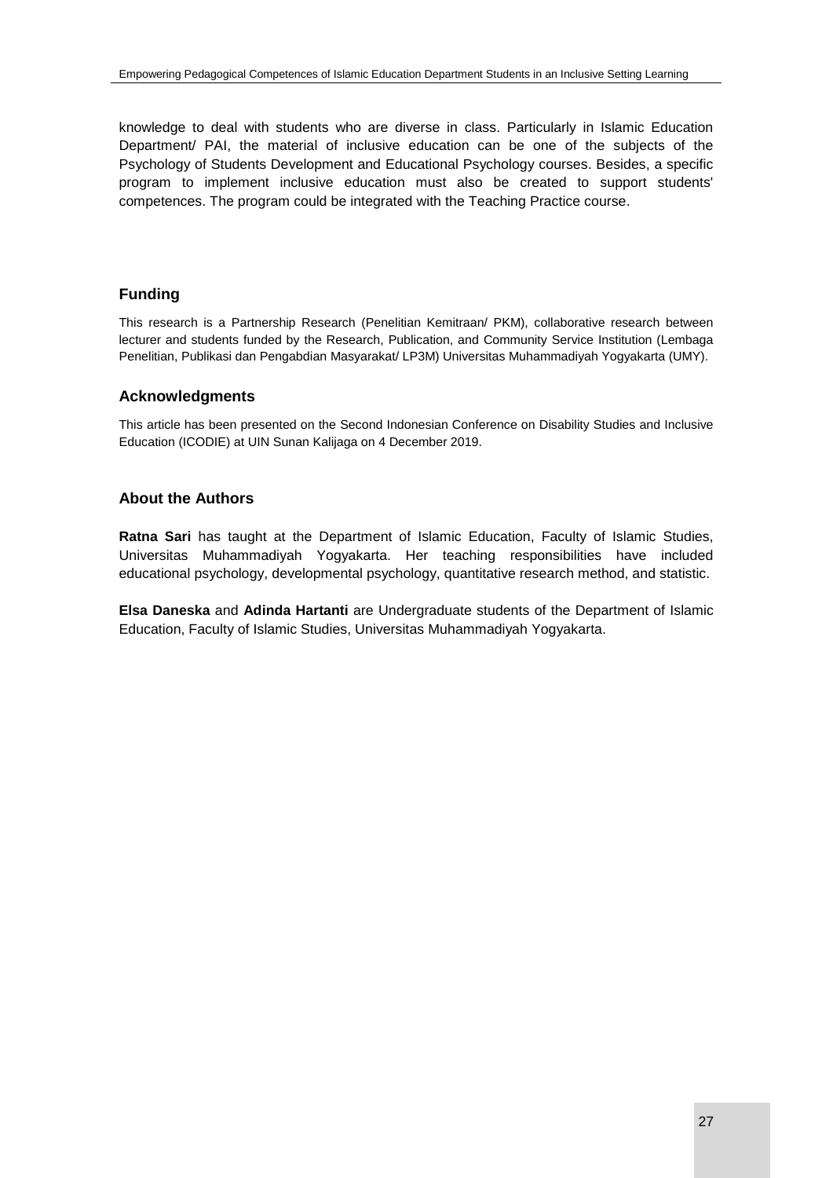knowledge to deal with students who are diverse in class. Particularly in Islamic Education Department/ PAI, the material of inclusive education can be one of the subjects of the Psychology of Students Development and Educational Psychology courses. Besides, a specific program to implement inclusive education must also be created to support students' competences. The program could be integrated with the Teaching Practice course.

## Funding

This research is a Partnership Research (Penelitian Kemitraan/ PKM), collaborative research between lecturer and students funded by the Research, Publication, and Community Service Institution (Lembaga Penelitian, Publikasi dan Pengabdian Masyarakat/ LP3M) Universitas Muhammadiyah Yogyakarta (UMY).

## Acknowledgments

This article has been presented on the Second Indonesian Conference on Disability Studies and Inclusive Education (ICODIE) at UIN Sunan Kalijaga on 4 December 2019.

## About the Authors

**Ratna Sari** has taught at the Department of Islamic Education, Faculty of Islamic Studies, Universitas Muhammadiyah Yogyakarta. Her teaching responsibilities have included educational psychology, developmental psychology, quantitative research method, and statistic.

**Elsa Daneska** and **Adinda Hartanti** are Undergraduate students of the Department of Islamic Education, Faculty of Islamic Studies, Universitas Muhammadiyah Yogyakarta.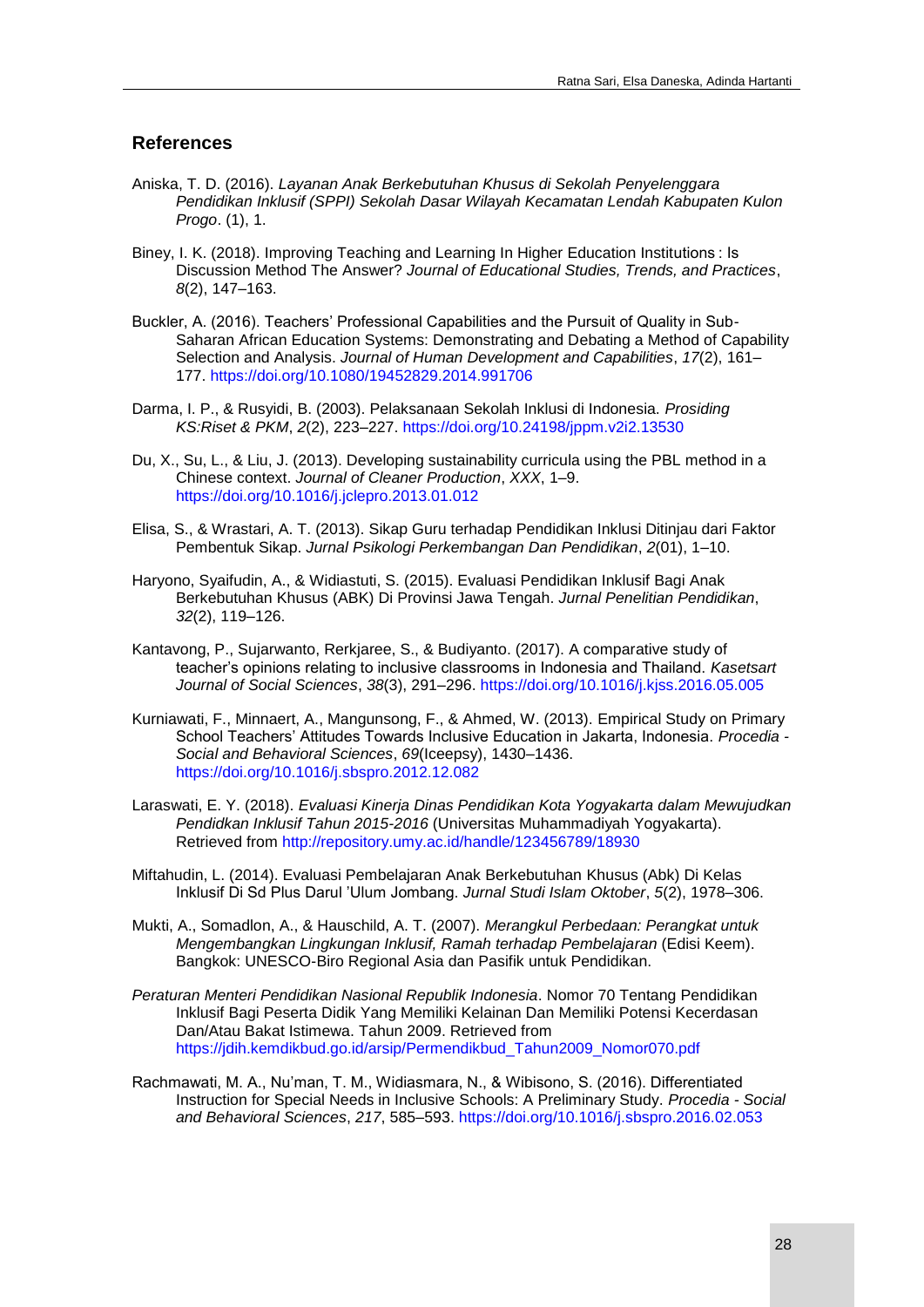## References

Aniska, T. D. (2016). *Layanan Anak Berkebutuhan Khusus di Sekolah Penyelenggara Pendidikan Inklusif (SPPI) Sekolah Dasar Wilayah Kecamatan Lendah Kabupaten Kulon Progo*. (1), 1.

Biney, I. K. (2018). Improving Teaching and Learning In Higher Education Institutions : Is Discussion Method The Answer? *Journal of Educational Studies, Trends, and Practices*, *8*(2), 147–163.

Buckler, A. (2016). Teachers' Professional Capabilities and the Pursuit of Quality in Sub-Saharan African Education Systems: Demonstrating and Debating a Method of Capability Selection and Analysis. *Journal of Human Development and Capabilities*, *17*(2), 161–177. https://doi.org/10.1080/19452829.2014.991706

Darma, I. P., & Rusyidi, B. (2003). Pelaksanaan Sekolah Inklusi di Indonesia. *Prosiding KS:Riset & PKM*, *2*(2), 223–227. https://doi.org/10.24198/jppm.v2i2.13530

Du, X., Su, L., & Liu, J. (2013). Developing sustainability curricula using the PBL method in a Chinese context. *Journal of Cleaner Production*, *XXX*, 1–9. https://doi.org/10.1016/j.jclepro.2013.01.012

Elisa, S., & Wrastari, A. T. (2013). Sikap Guru terhadap Pendidikan Inklusi Ditinjau dari Faktor Pembentuk Sikap. *Jurnal Psikologi Perkembangan Dan Pendidikan*, *2*(01), 1–10.

Haryono, Syaifudin, A., & Widiastuti, S. (2015). Evaluasi Pendidikan Inklusif Bagi Anak Berkebutuhan Khusus (ABK) Di Provinsi Jawa Tengah. *Jurnal Penelitian Pendidikan*, *32*(2), 119–126.

Kantavong, P., Sujarwanto, Rerkjaree, S., & Budiyanto. (2017). A comparative study of teacher's opinions relating to inclusive classrooms in Indonesia and Thailand. *Kasetsart Journal of Social Sciences*, *38*(3), 291–296. https://doi.org/10.1016/j.kjss.2016.05.005

Kurniawati, F., Minnaert, A., Mangunsong, F., & Ahmed, W. (2013). Empirical Study on Primary School Teachers' Attitudes Towards Inclusive Education in Jakarta, Indonesia. *Procedia - Social and Behavioral Sciences*, *69*(Iceepsy), 1430–1436. https://doi.org/10.1016/j.sbspro.2012.12.082

Laraswati, E. Y. (2018). *Evaluasi Kinerja Dinas Pendidikan Kota Yogyakarta dalam Mewujudkan Pendidkan Inklusif Tahun 2015-2016* (Universitas Muhammadiyah Yogyakarta). Retrieved from http://repository.umy.ac.id/handle/123456789/18930

Miftahudin, L. (2014). Evaluasi Pembelajaran Anak Berkebutuhan Khusus (Abk) Di Kelas Inklusif Di Sd Plus Darul 'Ulum Jombang. *Jurnal Studi Islam Oktober*, *5*(2), 1978–306.

Mukti, A., Somadlon, A., & Hauschild, A. T. (2007). *Merangkul Perbedaan: Perangkat untuk Mengembangkan Lingkungan Inklusif, Ramah terhadap Pembelajaran* (Edisi Keem). Bangkok: UNESCO-Biro Regional Asia dan Pasifik untuk Pendidikan.

*Peraturan Menteri Pendidikan Nasional Republik Indonesia*. Nomor 70 Tentang Pendidikan Inklusif Bagi Peserta Didik Yang Memiliki Kelainan Dan Memiliki Potensi Kecerdasan Dan/Atau Bakat Istimewa. Tahun 2009. Retrieved from https://jdih.kemdikbud.go.id/arsip/Permendikbud_Tahun2009_Nomor070.pdf

Rachmawati, M. A., Nu'man, T. M., Widiasmara, N., & Wibisono, S. (2016). Differentiated Instruction for Special Needs in Inclusive Schools: A Preliminary Study. *Procedia - Social and Behavioral Sciences*, *217*, 585–593. https://doi.org/10.1016/j.sbspro.2016.02.053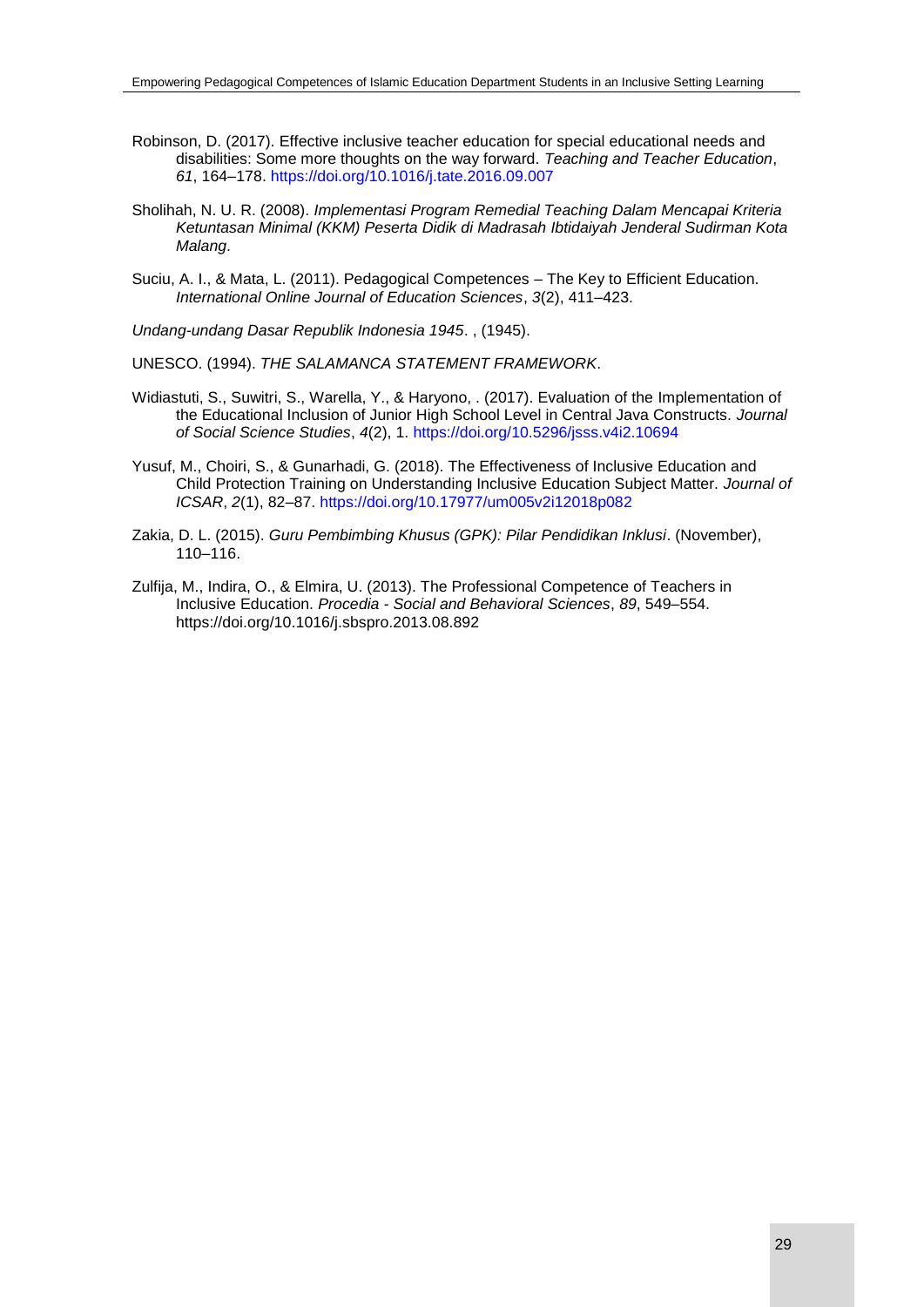Robinson, D. (2017). Effective inclusive teacher education for special educational needs and disabilities: Some more thoughts on the way forward. *Teaching and Teacher Education*, *61*, 164–178. https://doi.org/10.1016/j.tate.2016.09.007

Sholihah, N. U. R. (2008). *Implementasi Program Remedial Teaching Dalam Mencapai Kriteria Ketuntasan Minimal (KKM) Peserta Didik di Madrasah Ibtidaiyah Jenderal Sudirman Kota Malang*.

Suciu, A. I., & Mata, L. (2011). Pedagogical Competences – The Key to Efficient Education. *International Online Journal of Education Sciences*, *3*(2), 411–423.

*Undang-undang Dasar Republik Indonesia 1945*. , (1945).

UNESCO. (1994). *THE SALAMANCA STATEMENT FRAMEWORK*.

Widiastuti, S., Suwitri, S., Warella, Y., & Haryono, . (2017). Evaluation of the Implementation of the Educational Inclusion of Junior High School Level in Central Java Constructs. *Journal of Social Science Studies*, *4*(2), 1. https://doi.org/10.5296/jsss.v4i2.10694

Yusuf, M., Choiri, S., & Gunarhadi, G. (2018). The Effectiveness of Inclusive Education and Child Protection Training on Understanding Inclusive Education Subject Matter. *Journal of ICSAR*, *2*(1), 82–87. https://doi.org/10.17977/um005v2i12018p082

Zakia, D. L. (2015). *Guru Pembimbing Khusus (GPK): Pilar Pendidikan Inklusi*. (November), 110–116.

Zulfija, M., Indira, O., & Elmira, U. (2013). The Professional Competence of Teachers in Inclusive Education. *Procedia - Social and Behavioral Sciences*, *89*, 549–554. https://doi.org/10.1016/j.sbspro.2013.08.892